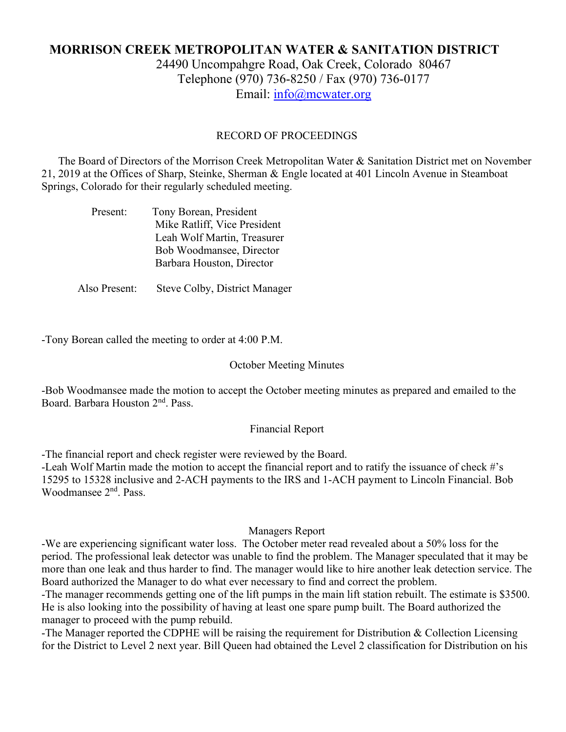# MORRISON CREEK METROPOLITAN WATER & SANITATION DISTRICT

24490 Uncompahgre Road, Oak Creek, Colorado 80467
Telephone (970) 736-8250 / Fax (970) 736-0177
Email: info@mcwater.org

## RECORD OF PROCEEDINGS

The Board of Directors of the Morrison Creek Metropolitan Water & Sanitation District met on November 21, 2019 at the Offices of Sharp, Steinke, Sherman & Engle located at 401 Lincoln Avenue in Steamboat Springs, Colorado for their regularly scheduled meeting.

Present: Tony Borean, President
Mike Ratliff, Vice President
Leah Wolf Martin, Treasurer
Bob Woodmansee, Director
Barbara Houston, Director

Also Present: Steve Colby, District Manager

-Tony Borean called the meeting to order at 4:00 P.M.

### October Meeting Minutes

-Bob Woodmansee made the motion to accept the October meeting minutes as prepared and emailed to the Board. Barbara Houston 2nd. Pass.

### Financial Report

-The financial report and check register were reviewed by the Board.
-Leah Wolf Martin made the motion to accept the financial report and to ratify the issuance of check #'s 15295 to 15328 inclusive and 2-ACH payments to the IRS and 1-ACH payment to Lincoln Financial. Bob Woodmansee 2nd. Pass.

### Managers Report

-We are experiencing significant water loss. The October meter read revealed about a 50% loss for the period. The professional leak detector was unable to find the problem. The Manager speculated that it may be more than one leak and thus harder to find. The manager would like to hire another leak detection service. The Board authorized the Manager to do what ever necessary to find and correct the problem.
-The manager recommends getting one of the lift pumps in the main lift station rebuilt. The estimate is $3500. He is also looking into the possibility of having at least one spare pump built. The Board authorized the manager to proceed with the pump rebuild.
-The Manager reported the CDPHE will be raising the requirement for Distribution & Collection Licensing for the District to Level 2 next year. Bill Queen had obtained the Level 2 classification for Distribution on his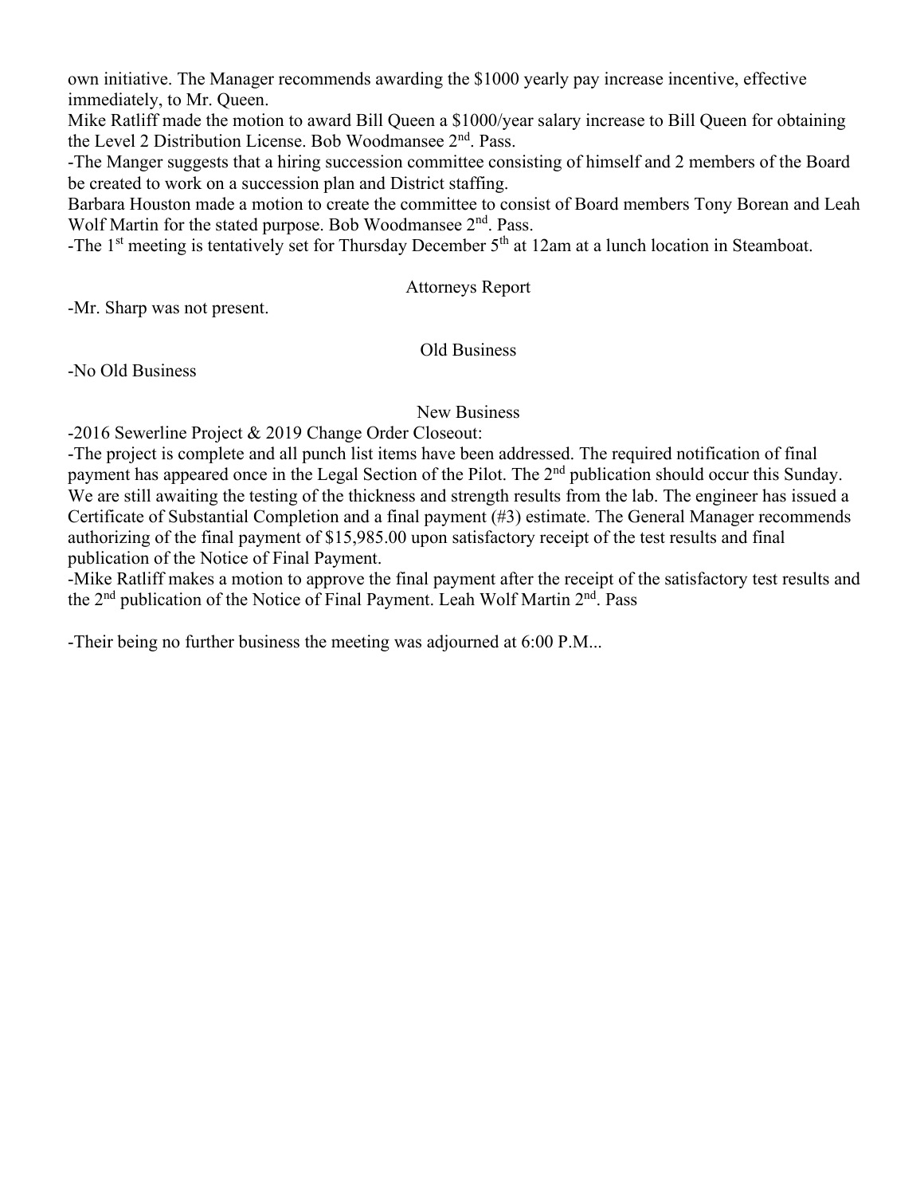own initiative. The Manager recommends awarding the $1000 yearly pay increase incentive, effective immediately, to Mr. Queen.

Mike Ratliff made the motion to award Bill Queen a $1000/year salary increase to Bill Queen for obtaining the Level 2 Distribution License. Bob Woodmansee 2nd. Pass.

-The Manger suggests that a hiring succession committee consisting of himself and 2 members of the Board be created to work on a succession plan and District staffing.

Barbara Houston made a motion to create the committee to consist of Board members Tony Borean and Leah Wolf Martin for the stated purpose. Bob Woodmansee 2nd. Pass.

-The 1st meeting is tentatively set for Thursday December 5th at 12am at a lunch location in Steamboat.

Attorneys Report

-Mr. Sharp was not present.

Old Business

-No Old Business

New Business

-2016 Sewerline Project & 2019 Change Order Closeout:

-The project is complete and all punch list items have been addressed. The required notification of final payment has appeared once in the Legal Section of the Pilot. The 2nd publication should occur this Sunday. We are still awaiting the testing of the thickness and strength results from the lab. The engineer has issued a Certificate of Substantial Completion and a final payment (#3) estimate. The General Manager recommends authorizing of the final payment of $15,985.00 upon satisfactory receipt of the test results and final publication of the Notice of Final Payment.

-Mike Ratliff makes a motion to approve the final payment after the receipt of the satisfactory test results and the 2nd publication of the Notice of Final Payment. Leah Wolf Martin 2nd. Pass

-Their being no further business the meeting was adjourned at 6:00 P.M...